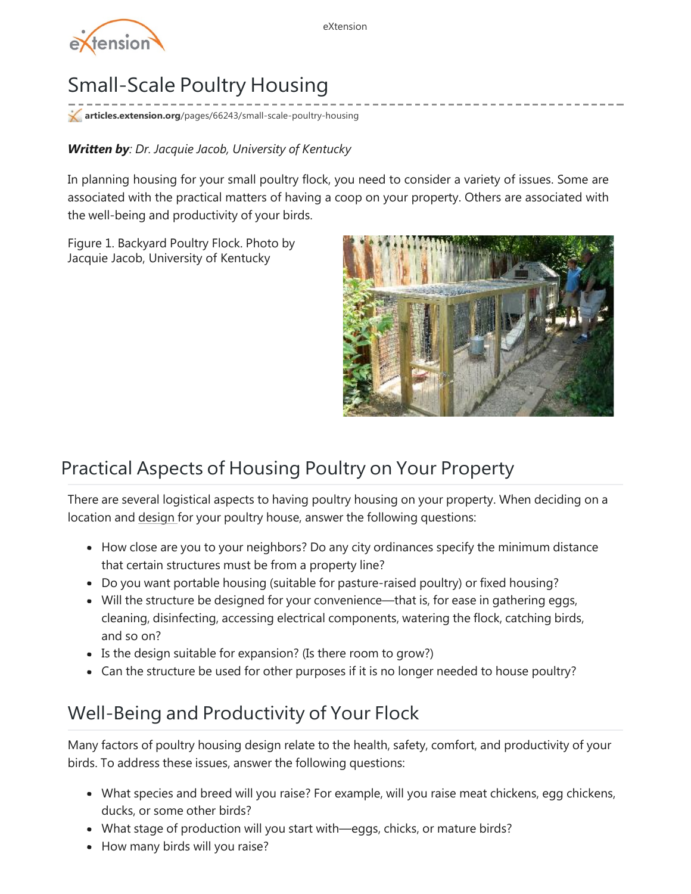# Small-Scale Poultry Housing

articles.extension.org/pages/66243/small-scale-poultry-housing

***Written by**: Dr. Jacquie Jacob, University of Kentucky*

In planning housing for your small poultry flock, you need to consider a variety of issues. Some are associated with the practical matters of having a coop on your property. Others are associated with the well-being and productivity of your birds.

Figure 1. Backyard Poultry Flock. Photo by Jacquie Jacob, University of Kentucky

## Practical Aspects of Housing Poultry on Your Property

There are several logistical aspects to having poultry housing on your property. When deciding on a location and design for your poultry house, answer the following questions:

- How close are you to your neighbors? Do any city ordinances specify the minimum distance that certain structures must be from a property line?
- Do you want portable housing (suitable for pasture-raised poultry) or fixed housing?
- Will the structure be designed for your convenience—that is, for ease in gathering eggs, cleaning, disinfecting, accessing electrical components, watering the flock, catching birds, and so on?
- Is the design suitable for expansion? (Is there room to grow?)
- Can the structure be used for other purposes if it is no longer needed to house poultry?

## Well-Being and Productivity of Your Flock

Many factors of poultry housing design relate to the health, safety, comfort, and productivity of your birds. To address these issues, answer the following questions:

- What species and breed will you raise? For example, will you raise meat chickens, egg chickens, ducks, or some other birds?
- What stage of production will you start with—eggs, chicks, or mature birds?
- How many birds will you raise?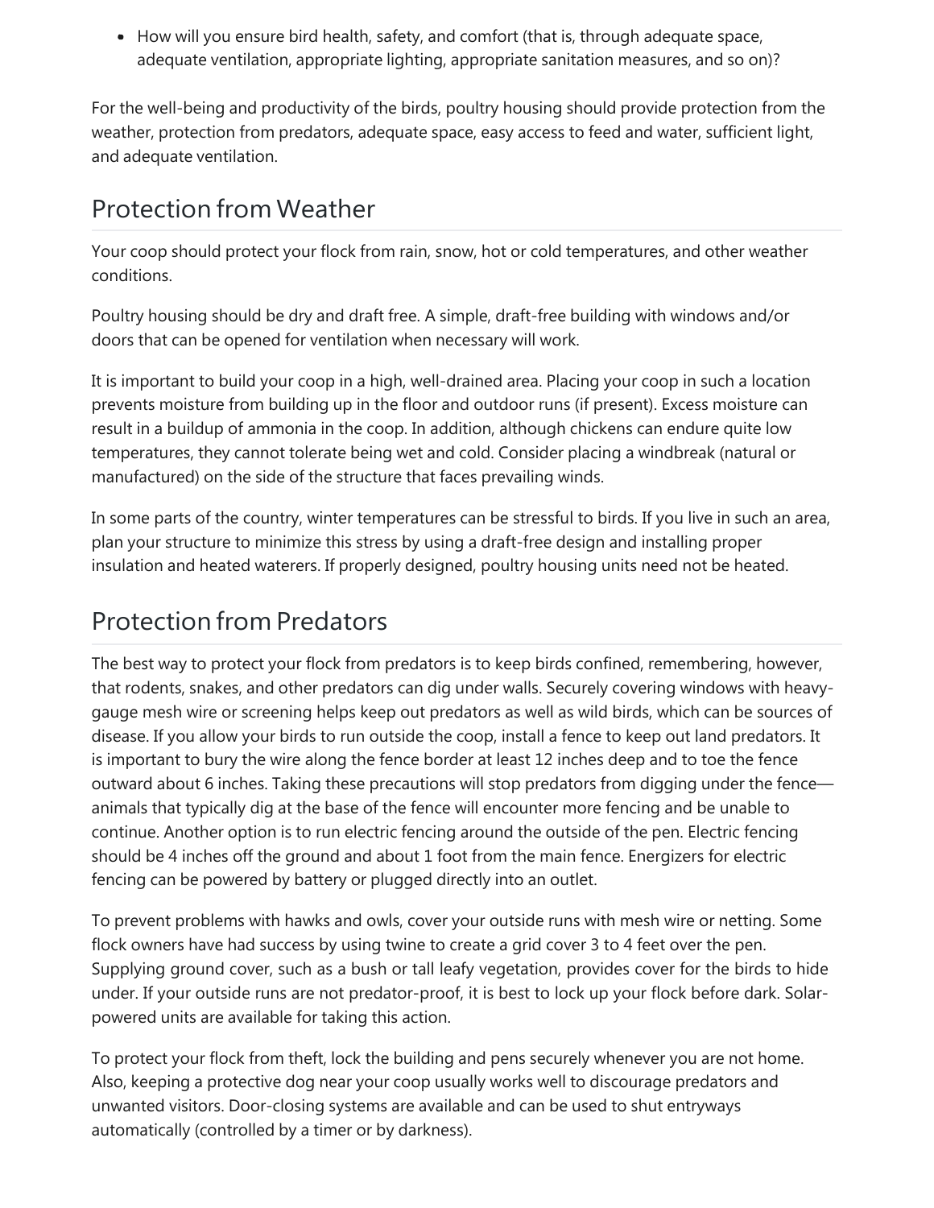- How will you ensure bird health, safety, and comfort (that is, through adequate space, adequate ventilation, appropriate lighting, appropriate sanitation measures, and so on)?

For the well-being and productivity of the birds, poultry housing should provide protection from the weather, protection from predators, adequate space, easy access to feed and water, sufficient light, and adequate ventilation.

## Protection from Weather

Your coop should protect your flock from rain, snow, hot or cold temperatures, and other weather conditions.

Poultry housing should be dry and draft free. A simple, draft-free building with windows and/or doors that can be opened for ventilation when necessary will work.

It is important to build your coop in a high, well-drained area. Placing your coop in such a location prevents moisture from building up in the floor and outdoor runs (if present). Excess moisture can result in a buildup of ammonia in the coop. In addition, although chickens can endure quite low temperatures, they cannot tolerate being wet and cold. Consider placing a windbreak (natural or manufactured) on the side of the structure that faces prevailing winds.

In some parts of the country, winter temperatures can be stressful to birds. If you live in such an area, plan your structure to minimize this stress by using a draft-free design and installing proper insulation and heated waterers. If properly designed, poultry housing units need not be heated.

## Protection from Predators

The best way to protect your flock from predators is to keep birds confined, remembering, however, that rodents, snakes, and other predators can dig under walls. Securely covering windows with heavy-gauge mesh wire or screening helps keep out predators as well as wild birds, which can be sources of disease. If you allow your birds to run outside the coop, install a fence to keep out land predators. It is important to bury the wire along the fence border at least 12 inches deep and to toe the fence outward about 6 inches. Taking these precautions will stop predators from digging under the fence—animals that typically dig at the base of the fence will encounter more fencing and be unable to continue. Another option is to run electric fencing around the outside of the pen. Electric fencing should be 4 inches off the ground and about 1 foot from the main fence. Energizers for electric fencing can be powered by battery or plugged directly into an outlet.

To prevent problems with hawks and owls, cover your outside runs with mesh wire or netting. Some flock owners have had success by using twine to create a grid cover 3 to 4 feet over the pen. Supplying ground cover, such as a bush or tall leafy vegetation, provides cover for the birds to hide under. If your outside runs are not predator-proof, it is best to lock up your flock before dark. Solar-powered units are available for taking this action.

To protect your flock from theft, lock the building and pens securely whenever you are not home. Also, keeping a protective dog near your coop usually works well to discourage predators and unwanted visitors. Door-closing systems are available and can be used to shut entryways automatically (controlled by a timer or by darkness).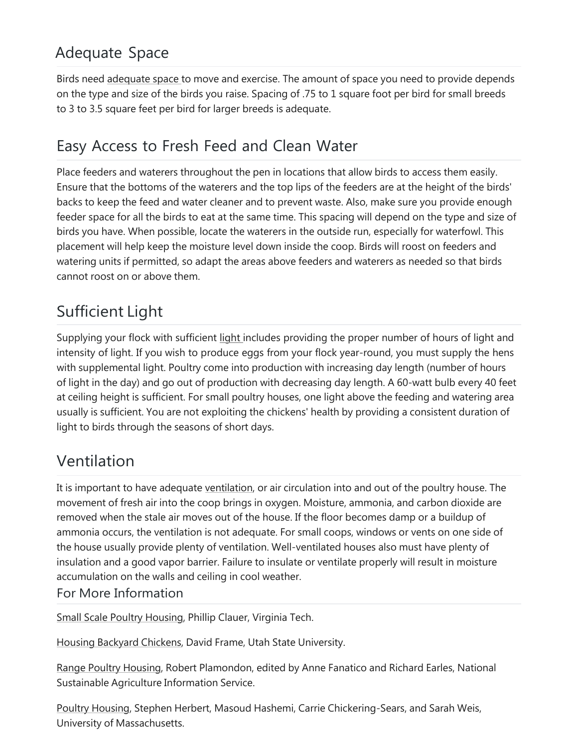## Adequate Space

Birds need adequate space to move and exercise. The amount of space you need to provide depends on the type and size of the birds you raise. Spacing of .75 to 1 square foot per bird for small breeds to 3 to 3.5 square feet per bird for larger breeds is adequate.

## Easy Access to Fresh Feed and Clean Water

Place feeders and waterers throughout the pen in locations that allow birds to access them easily. Ensure that the bottoms of the waterers and the top lips of the feeders are at the height of the birds' backs to keep the feed and water cleaner and to prevent waste. Also, make sure you provide enough feeder space for all the birds to eat at the same time. This spacing will depend on the type and size of birds you have. When possible, locate the waterers in the outside run, especially for waterfowl. This placement will help keep the moisture level down inside the coop. Birds will roost on feeders and watering units if permitted, so adapt the areas above feeders and waterers as needed so that birds cannot roost on or above them.

## Sufficient Light

Supplying your flock with sufficient light includes providing the proper number of hours of light and intensity of light. If you wish to produce eggs from your flock year-round, you must supply the hens with supplemental light. Poultry come into production with increasing day length (number of hours of light in the day) and go out of production with decreasing day length. A 60-watt bulb every 40 feet at ceiling height is sufficient. For small poultry houses, one light above the feeding and watering area usually is sufficient. You are not exploiting the chickens' health by providing a consistent duration of light to birds through the seasons of short days.

## Ventilation

It is important to have adequate ventilation, or air circulation into and out of the poultry house. The movement of fresh air into the coop brings in oxygen. Moisture, ammonia, and carbon dioxide are removed when the stale air moves out of the house. If the floor becomes damp or a buildup of ammonia occurs, the ventilation is not adequate. For small coops, windows or vents on one side of the house usually provide plenty of ventilation. Well-ventilated houses also must have plenty of insulation and a good vapor barrier. Failure to insulate or ventilate properly will result in moisture accumulation on the walls and ceiling in cool weather.

### For More Information

Small Scale Poultry Housing, Phillip Clauer, Virginia Tech.

Housing Backyard Chickens, David Frame, Utah State University.

Range Poultry Housing, Robert Plamondon, edited by Anne Fanatico and Richard Earles, National Sustainable Agriculture Information Service.

Poultry Housing, Stephen Herbert, Masoud Hashemi, Carrie Chickering-Sears, and Sarah Weis, University of Massachusetts.